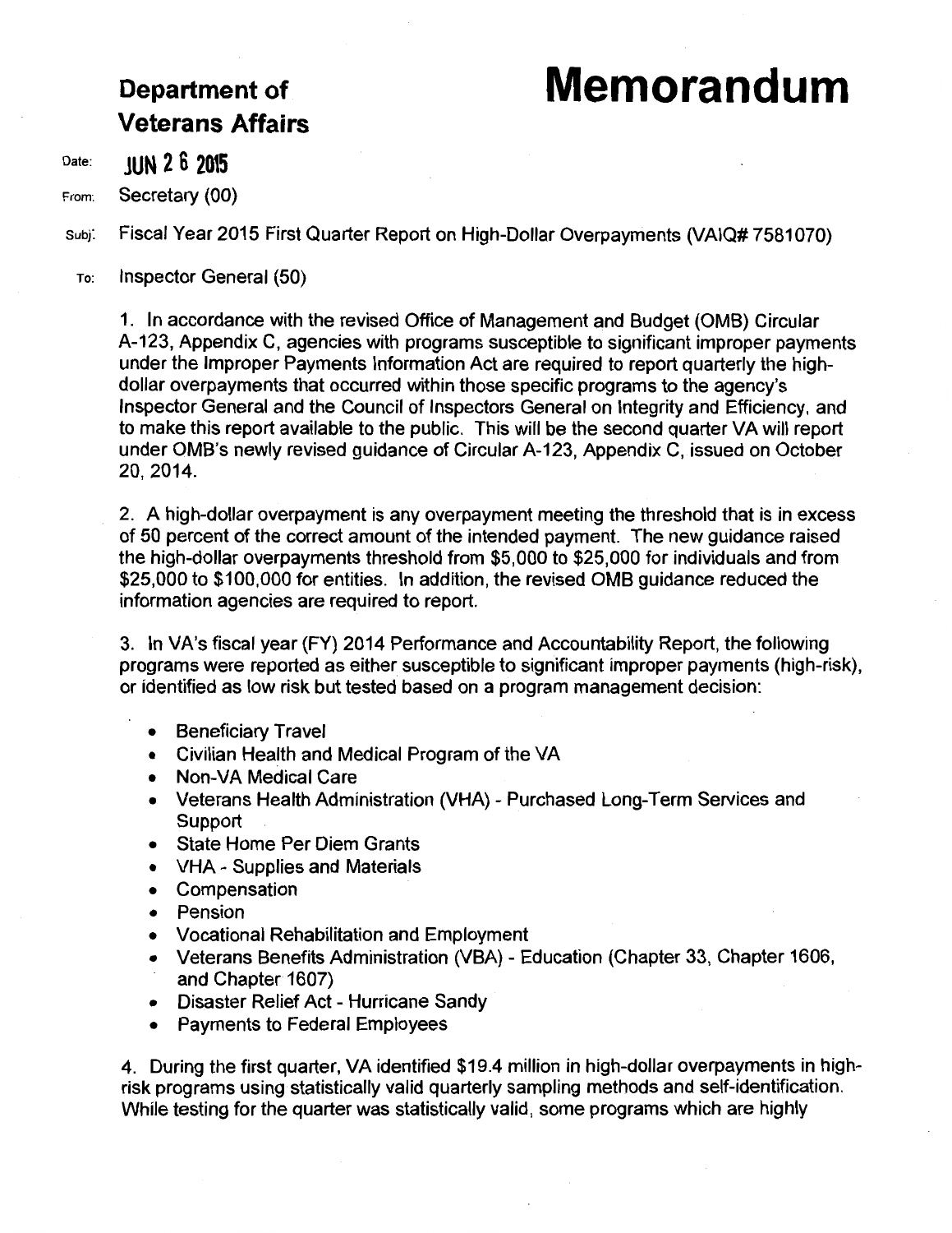**Department of Veterans Affairs**

# Memorandum

Date: JUN 2 6 2015

From: Secretary (00)

Subj: Fiscal Year 2015 First Quarter Report on High-Dollar Overpayments (VAIQ# 7581070)

To: Inspector General (50)

1. In accordance with the revised Office of Management and Budget (OMB) Circular A-123, Appendix C, agencies with programs susceptible to significant improper payments under the Improper Payments Information Act are required to report quarterly the high-dollar overpayments that occurred within those specific programs to the agency's Inspector General and the Council of Inspectors General on Integrity and Efficiency, and to make this report available to the public. This will be the second quarter VA will report under OMB's newly revised guidance of Circular A-123, Appendix C, issued on October 20, 2014.

2. A high-dollar overpayment is any overpayment meeting the threshold that is in excess of 50 percent of the correct amount of the intended payment. The new guidance raised the high-dollar overpayments threshold from $5,000 to $25,000 for individuals and from $25,000 to $100,000 for entities. In addition, the revised OMB guidance reduced the information agencies are required to report.

3. In VA's fiscal year (FY) 2014 Performance and Accountability Report, the following programs were reported as either susceptible to significant improper payments (high-risk), or identified as low risk but tested based on a program management decision:

- Beneficiary Travel
- Civilian Health and Medical Program of the VA
- Non-VA Medical Care
- Veterans Health Administration (VHA) - Purchased Long-Term Services and Support
- State Home Per Diem Grants
- VHA - Supplies and Materials
- Compensation
- Pension
- Vocational Rehabilitation and Employment
- Veterans Benefits Administration (VBA) - Education (Chapter 33, Chapter 1606, and Chapter 1607)
- Disaster Relief Act - Hurricane Sandy
- Payments to Federal Employees

4. During the first quarter, VA identified $19.4 million in high-dollar overpayments in high-risk programs using statistically valid quarterly sampling methods and self-identification. While testing for the quarter was statistically valid, some programs which are highly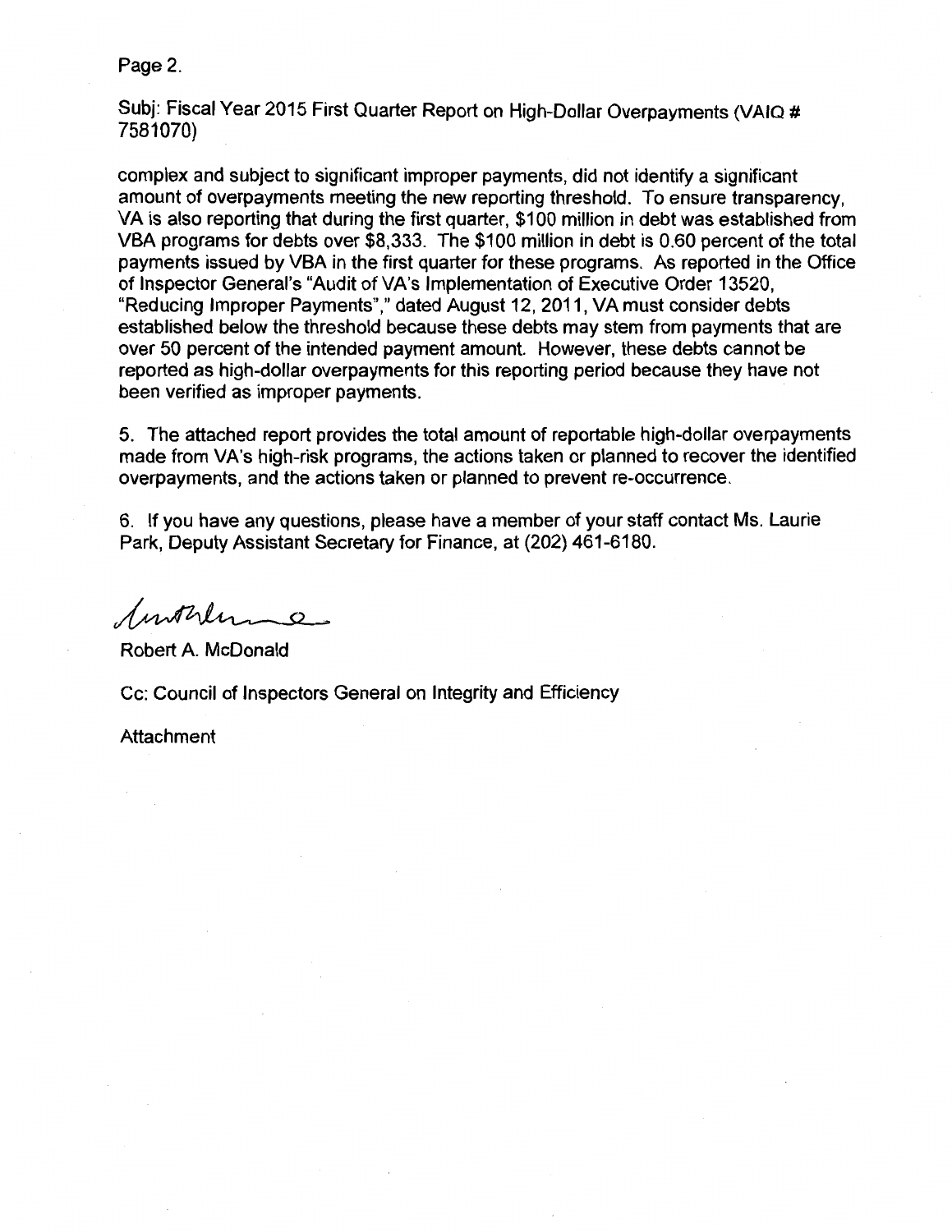Subj: Fiscal Year 2015 First Quarter Report on High-Dollar Overpayments (VAIQ # 7581070)

complex and subject to significant improper payments, did not identify a significant amount of overpayments meeting the new reporting threshold. To ensure transparency, VA is also reporting that during the first quarter, $100 million in debt was established from VBA programs for debts over $8,333. The $100 million in debt is 0.60 percent of the total payments issued by VBA in the first quarter for these programs. As reported in the Office of Inspector General's "Audit of VA's Implementation of Executive Order 13520, "Reducing Improper Payments"," dated August 12, 2011, VA must consider debts established below the threshold because these debts may stem from payments that are over 50 percent of the intended payment amount. However, these debts cannot be reported as high-dollar overpayments for this reporting period because they have not been verified as improper payments.

5. The attached report provides the total amount of reportable high-dollar overpayments made from VA's high-risk programs, the actions taken or planned to recover the identified overpayments, and the actions taken or planned to prevent re-occurrence.

6. If you have any questions, please have a member of your staff contact Ms. Laurie Park, Deputy Assistant Secretary for Finance, at (202) 461-6180.

Robert A. McDonald

Cc: Council of Inspectors General on Integrity and Efficiency

Attachment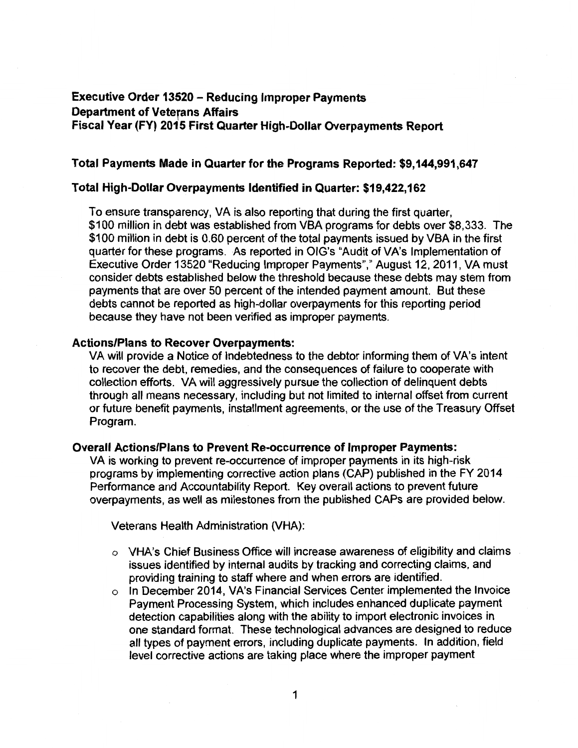## Executive Order 13520 – Reducing Improper Payments
## Department of Veterans Affairs
## Fiscal Year (FY) 2015 First Quarter High-Dollar Overpayments Report

### Total Payments Made in Quarter for the Programs Reported: $9,144,991,647

### Total High-Dollar Overpayments Identified in Quarter: $19,422,162

To ensure transparency, VA is also reporting that during the first quarter, $100 million in debt was established from VBA programs for debts over $8,333. The $100 million in debt is 0.60 percent of the total payments issued by VBA in the first quarter for these programs. As reported in OIG's "Audit of VA's Implementation of Executive Order 13520 "Reducing Improper Payments"," August 12, 2011, VA must consider debts established below the threshold because these debts may stem from payments that are over 50 percent of the intended payment amount. But these debts cannot be reported as high-dollar overpayments for this reporting period because they have not been verified as improper payments.

**Actions/Plans to Recover Overpayments:**

VA will provide a Notice of Indebtedness to the debtor informing them of VA's intent to recover the debt, remedies, and the consequences of failure to cooperate with collection efforts. VA will aggressively pursue the collection of delinquent debts through all means necessary, including but not limited to internal offset from current or future benefit payments, installment agreements, or the use of the Treasury Offset Program.

**Overall Actions/Plans to Prevent Re-occurrence of Improper Payments:**

VA is working to prevent re-occurrence of improper payments in its high-risk programs by implementing corrective action plans (CAP) published in the FY 2014 Performance and Accountability Report. Key overall actions to prevent future overpayments, as well as milestones from the published CAPs are provided below.

Veterans Health Administration (VHA):

- VHA's Chief Business Office will increase awareness of eligibility and claims issues identified by internal audits by tracking and correcting claims, and providing training to staff where and when errors are identified.
- In December 2014, VA's Financial Services Center implemented the Invoice Payment Processing System, which includes enhanced duplicate payment detection capabilities along with the ability to import electronic invoices in one standard format. These technological advances are designed to reduce all types of payment errors, including duplicate payments. In addition, field level corrective actions are taking place where the improper payment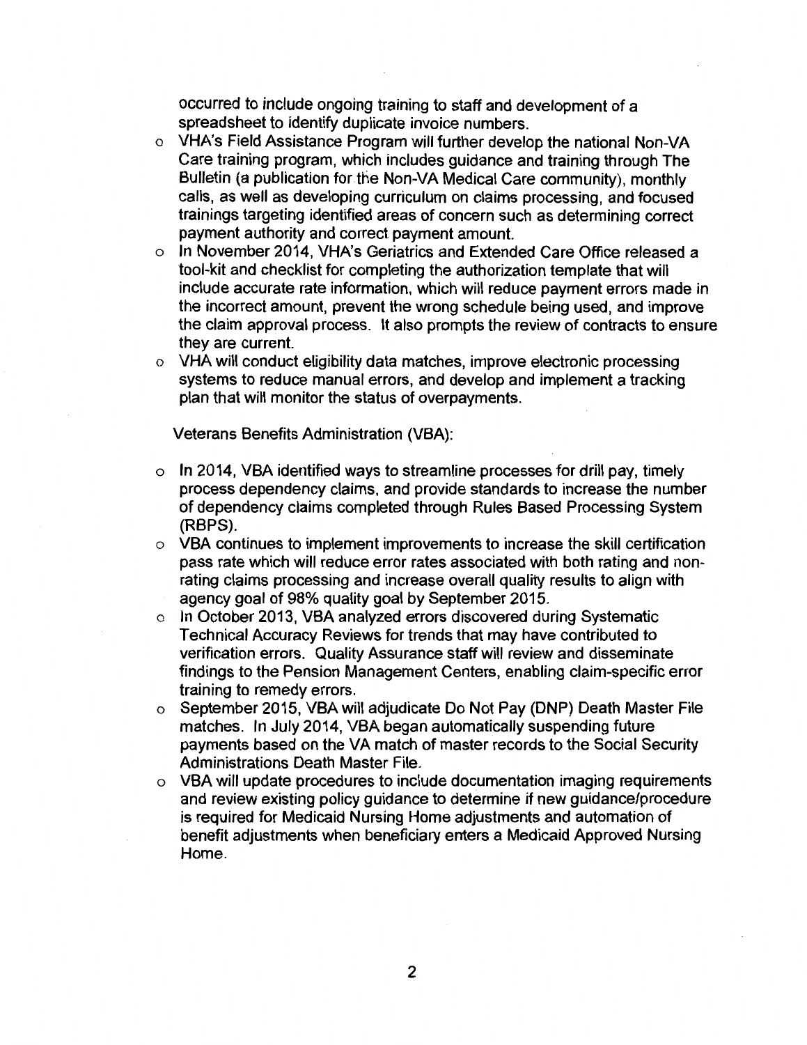occurred to include ongoing training to staff and development of a spreadsheet to identify duplicate invoice numbers.

- VHA's Field Assistance Program will further develop the national Non-VA Care training program, which includes guidance and training through The Bulletin (a publication for the Non-VA Medical Care community), monthly calls, as well as developing curriculum on claims processing, and focused trainings targeting identified areas of concern such as determining correct payment authority and correct payment amount.
- In November 2014, VHA's Geriatrics and Extended Care Office released a tool-kit and checklist for completing the authorization template that will include accurate rate information, which will reduce payment errors made in the incorrect amount, prevent the wrong schedule being used, and improve the claim approval process. It also prompts the review of contracts to ensure they are current.
- VHA will conduct eligibility data matches, improve electronic processing systems to reduce manual errors, and develop and implement a tracking plan that will monitor the status of overpayments.

Veterans Benefits Administration (VBA):

- In 2014, VBA identified ways to streamline processes for drill pay, timely process dependency claims, and provide standards to increase the number of dependency claims completed through Rules Based Processing System (RBPS).
- VBA continues to implement improvements to increase the skill certification pass rate which will reduce error rates associated with both rating and non-rating claims processing and increase overall quality results to align with agency goal of 98% quality goal by September 2015.
- In October 2013, VBA analyzed errors discovered during Systematic Technical Accuracy Reviews for trends that may have contributed to verification errors. Quality Assurance staff will review and disseminate findings to the Pension Management Centers, enabling claim-specific error training to remedy errors.
- September 2015, VBA will adjudicate Do Not Pay (DNP) Death Master File matches. In July 2014, VBA began automatically suspending future payments based on the VA match of master records to the Social Security Administrations Death Master File.
- VBA will update procedures to include documentation imaging requirements and review existing policy guidance to determine if new guidance/procedure is required for Medicaid Nursing Home adjustments and automation of benefit adjustments when beneficiary enters a Medicaid Approved Nursing Home.